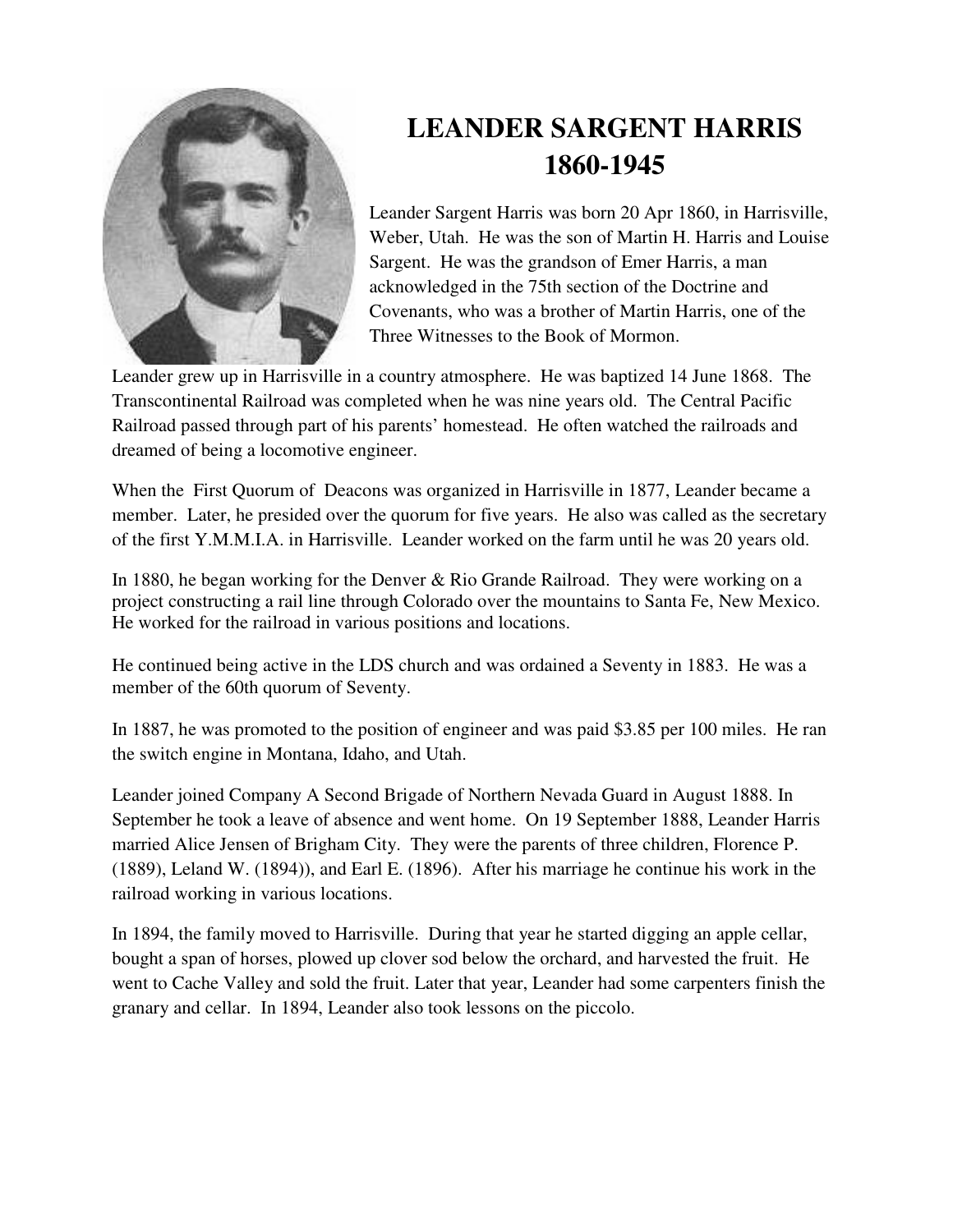# LEANDER SARGENT HARRIS
# 1860-1945

Leander Sargent Harris was born 20 Apr 1860, in Harrisville, Weber, Utah. He was the son of Martin H. Harris and Louise Sargent. He was the grandson of Emer Harris, a man acknowledged in the 75th section of the Doctrine and Covenants, who was a brother of Martin Harris, one of the Three Witnesses to the Book of Mormon.

Leander grew up in Harrisville in a country atmosphere. He was baptized 14 June 1868. The Transcontinental Railroad was completed when he was nine years old. The Central Pacific Railroad passed through part of his parents' homestead. He often watched the railroads and dreamed of being a locomotive engineer.

When the First Quorum of Deacons was organized in Harrisville in 1877, Leander became a member. Later, he presided over the quorum for five years. He also was called as the secretary of the first Y.M.M.I.A. in Harrisville. Leander worked on the farm until he was 20 years old.

In 1880, he began working for the Denver & Rio Grande Railroad. They were working on a project constructing a rail line through Colorado over the mountains to Santa Fe, New Mexico. He worked for the railroad in various positions and locations.

He continued being active in the LDS church and was ordained a Seventy in 1883. He was a member of the 60th quorum of Seventy.

In 1887, he was promoted to the position of engineer and was paid $3.85 per 100 miles. He ran the switch engine in Montana, Idaho, and Utah.

Leander joined Company A Second Brigade of Northern Nevada Guard in August 1888. In September he took a leave of absence and went home. On 19 September 1888, Leander Harris married Alice Jensen of Brigham City. They were the parents of three children, Florence P. (1889), Leland W. (1894)), and Earl E. (1896). After his marriage he continue his work in the railroad working in various locations.

In 1894, the family moved to Harrisville. During that year he started digging an apple cellar, bought a span of horses, plowed up clover sod below the orchard, and harvested the fruit. He went to Cache Valley and sold the fruit. Later that year, Leander had some carpenters finish the granary and cellar. In 1894, Leander also took lessons on the piccolo.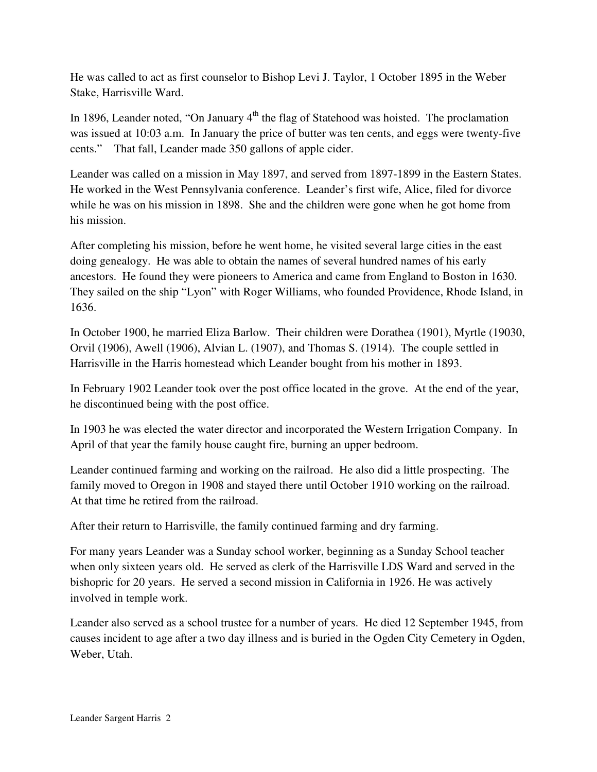He was called to act as first counselor to Bishop Levi J. Taylor, 1 October 1895 in the Weber Stake, Harrisville Ward.

In 1896, Leander noted, "On January 4th the flag of Statehood was hoisted. The proclamation was issued at 10:03 a.m. In January the price of butter was ten cents, and eggs were twenty-five cents." That fall, Leander made 350 gallons of apple cider.

Leander was called on a mission in May 1897, and served from 1897-1899 in the Eastern States. He worked in the West Pennsylvania conference. Leander's first wife, Alice, filed for divorce while he was on his mission in 1898. She and the children were gone when he got home from his mission.

After completing his mission, before he went home, he visited several large cities in the east doing genealogy. He was able to obtain the names of several hundred names of his early ancestors. He found they were pioneers to America and came from England to Boston in 1630. They sailed on the ship "Lyon" with Roger Williams, who founded Providence, Rhode Island, in 1636.

In October 1900, he married Eliza Barlow. Their children were Dorathea (1901), Myrtle (19030, Orvil (1906), Awell (1906), Alvian L. (1907), and Thomas S. (1914). The couple settled in Harrisville in the Harris homestead which Leander bought from his mother in 1893.

In February 1902 Leander took over the post office located in the grove. At the end of the year, he discontinued being with the post office.

In 1903 he was elected the water director and incorporated the Western Irrigation Company. In April of that year the family house caught fire, burning an upper bedroom.

Leander continued farming and working on the railroad. He also did a little prospecting. The family moved to Oregon in 1908 and stayed there until October 1910 working on the railroad. At that time he retired from the railroad.

After their return to Harrisville, the family continued farming and dry farming.

For many years Leander was a Sunday school worker, beginning as a Sunday School teacher when only sixteen years old. He served as clerk of the Harrisville LDS Ward and served in the bishopric for 20 years. He served a second mission in California in 1926. He was actively involved in temple work.

Leander also served as a school trustee for a number of years. He died 12 September 1945, from causes incident to age after a two day illness and is buried in the Ogden City Cemetery in Ogden, Weber, Utah.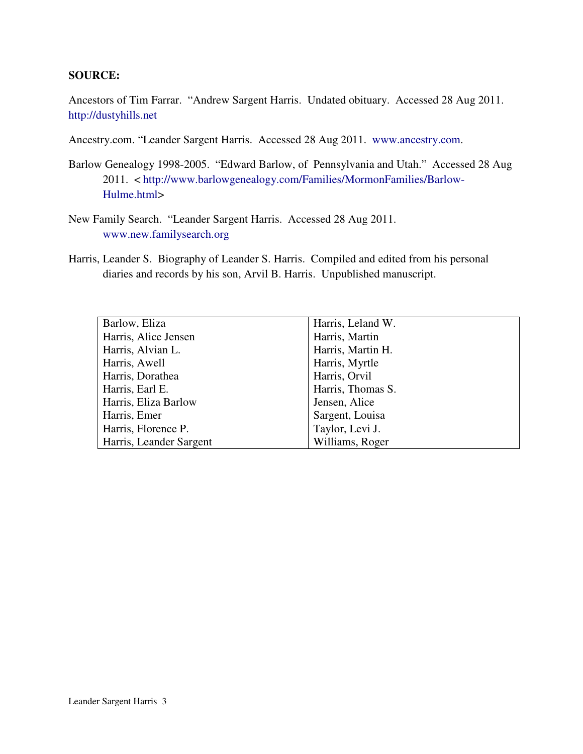**SOURCE:**

Ancestors of Tim Farrar. "Andrew Sargent Harris. Undated obituary. Accessed 28 Aug 2011. http://dustyhills.net

Ancestry.com. "Leander Sargent Harris. Accessed 28 Aug 2011. www.ancestry.com.

Barlow Genealogy 1998-2005. "Edward Barlow, of Pennsylvania and Utah." Accessed 28 Aug 2011. <http://www.barlowgenealogy.com/Families/MormonFamilies/Barlow-Hulme.html>

New Family Search. "Leander Sargent Harris. Accessed 28 Aug 2011. www.new.familysearch.org

Harris, Leander S. Biography of Leander S. Harris. Compiled and edited from his personal diaries and records by his son, Arvil B. Harris. Unpublished manuscript.

| | |
|---|---|
| Barlow, Eliza | Harris, Leland W. |
| Harris, Alice Jensen | Harris, Martin |
| Harris, Alvian L. | Harris, Martin H. |
| Harris, Awell | Harris, Myrtle |
| Harris, Dorathea | Harris, Orvil |
| Harris, Earl E. | Harris, Thomas S. |
| Harris, Eliza Barlow | Jensen, Alice |
| Harris, Emer | Sargent, Louisa |
| Harris, Florence P. | Taylor, Levi J. |
| Harris, Leander Sargent | Williams, Roger |